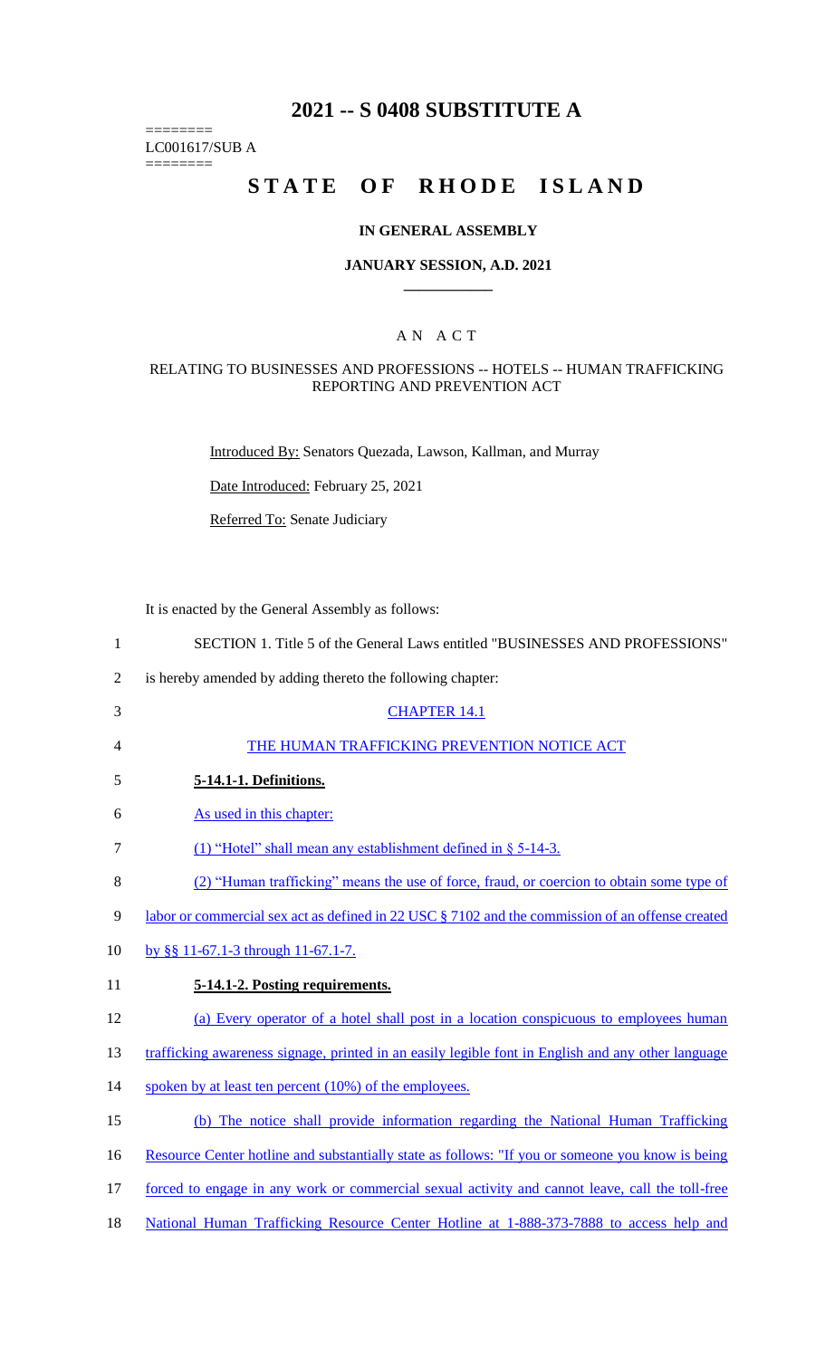# 2021 -- S 0408 SUBSTITUTE A

========
LC001617/SUB A
========

# STATE OF RHODE ISLAND

### IN GENERAL ASSEMBLY

### JANUARY SESSION, A.D. 2021

____________

A N A C T

RELATING TO BUSINESSES AND PROFESSIONS -- HOTELS -- HUMAN TRAFFICKING REPORTING AND PREVENTION ACT

Introduced By: Senators Quezada, Lawson, Kallman, and Murray

Date Introduced: February 25, 2021

Referred To: Senate Judiciary

It is enacted by the General Assembly as follows:

1 SECTION 1. Title 5 of the General Laws entitled "BUSINESSES AND PROFESSIONS"
2 is hereby amended by adding thereto the following chapter:

3 CHAPTER 14.1

4 THE HUMAN TRAFFICKING PREVENTION NOTICE ACT

5 **5-14.1-1. Definitions.**

6 As used in this chapter:

7 (1) "Hotel" shall mean any establishment defined in § 5-14-3.

8 (2) "Human trafficking" means the use of force, fraud, or coercion to obtain some type of
9 labor or commercial sex act as defined in 22 USC § 7102 and the commission of an offense created
10 by §§ 11-67.1-3 through 11-67.1-7.

11 **5-14.1-2. Posting requirements.**

12 (a) Every operator of a hotel shall post in a location conspicuous to employees human
13 trafficking awareness signage, printed in an easily legible font in English and any other language
14 spoken by at least ten percent (10%) of the employees.

15 (b) The notice shall provide information regarding the National Human Trafficking
16 Resource Center hotline and substantially state as follows: "If you or someone you know is being
17 forced to engage in any work or commercial sexual activity and cannot leave, call the toll-free
18 National Human Trafficking Resource Center Hotline at 1-888-373-7888 to access help and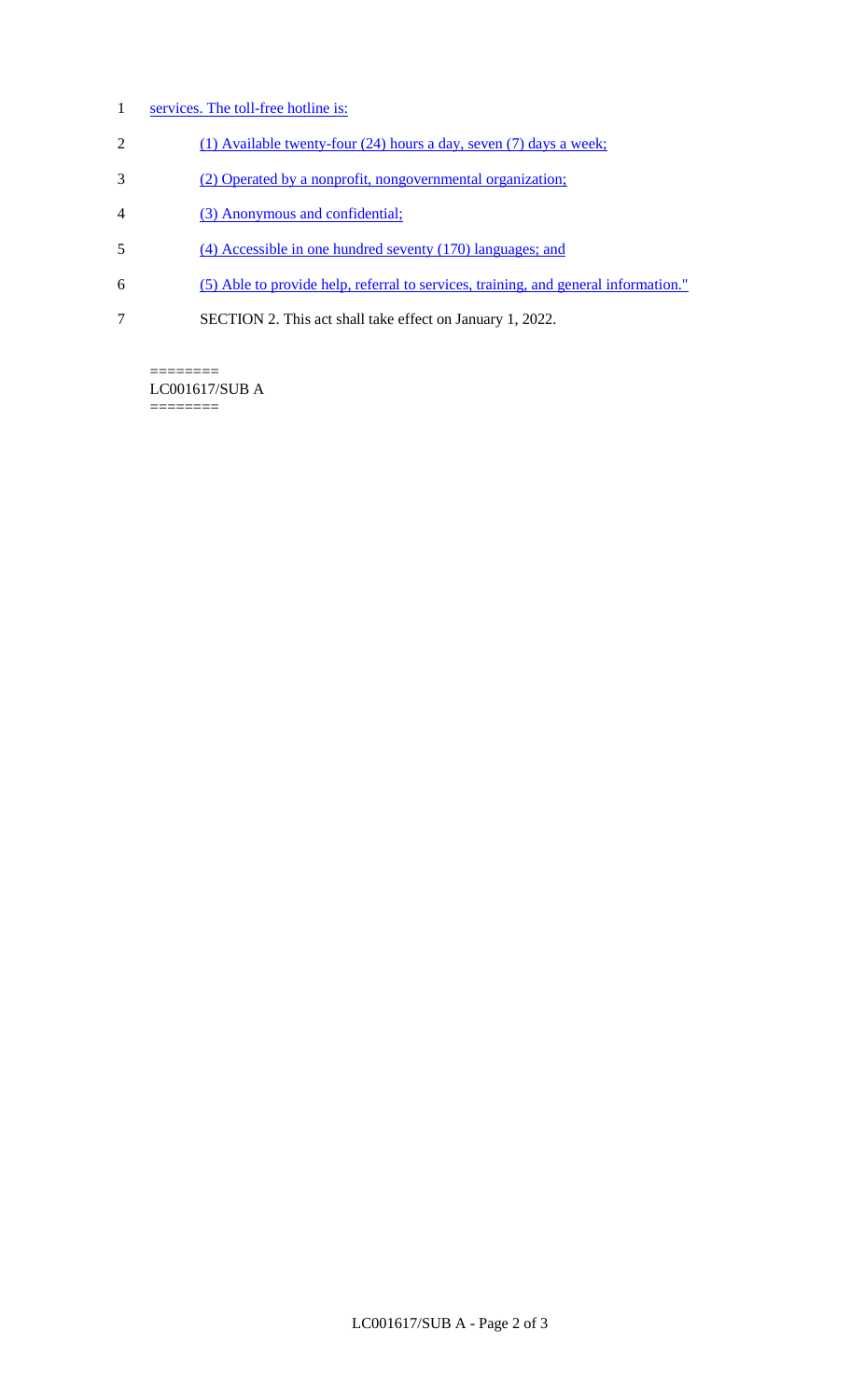services. The toll-free hotline is:

(1) Available twenty-four (24) hours a day, seven (7) days a week;

(2) Operated by a nonprofit, nongovernmental organization;

(3) Anonymous and confidential;

(4) Accessible in one hundred seventy (170) languages; and

(5) Able to provide help, referral to services, training, and general information."

SECTION 2. This act shall take effect on January 1, 2022.

========
LC001617/SUB A
========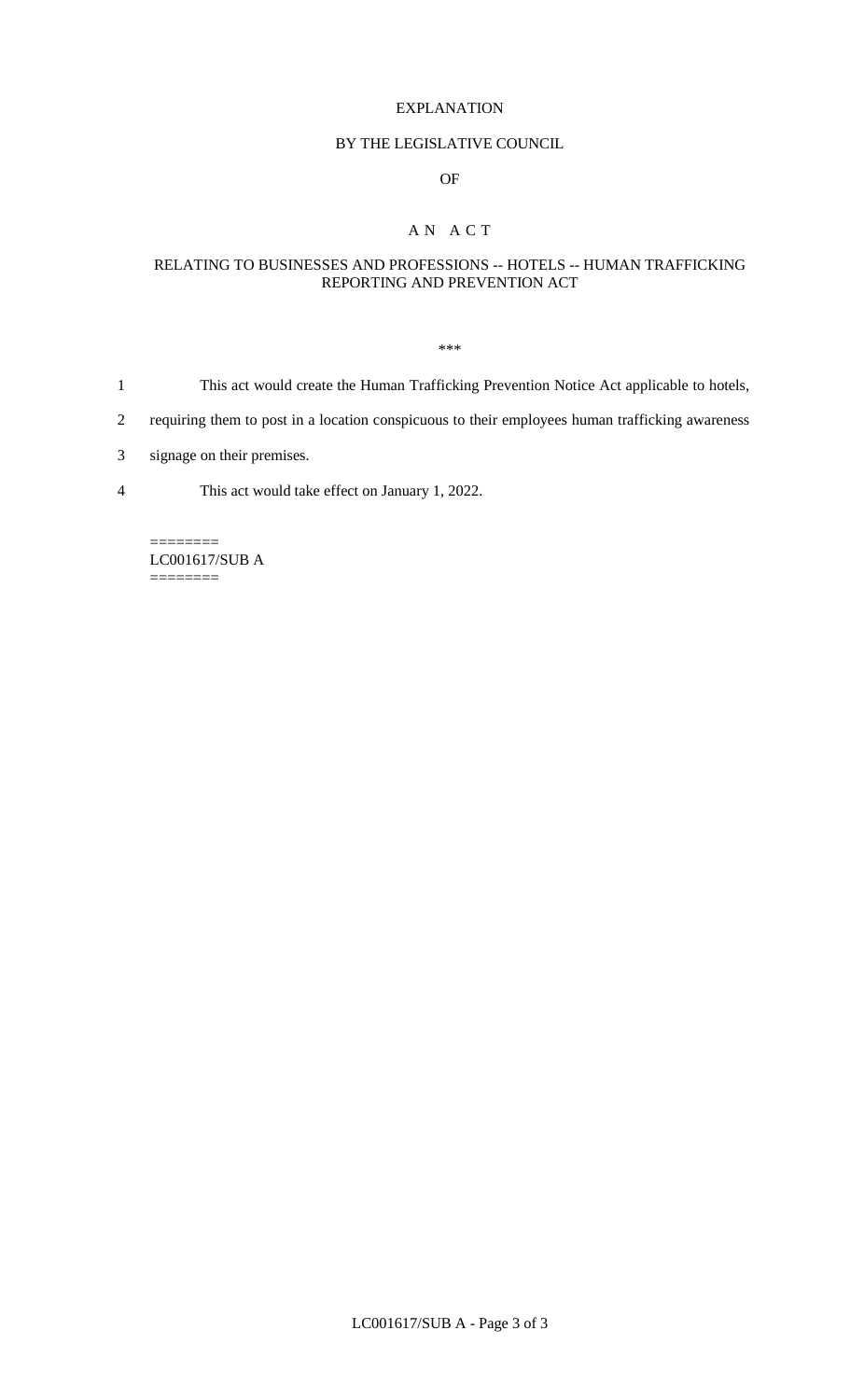EXPLANATION

BY THE LEGISLATIVE COUNCIL

OF

A N A C T

RELATING TO BUSINESSES AND PROFESSIONS -- HOTELS -- HUMAN TRAFFICKING REPORTING AND PREVENTION ACT

\*\*\*

This act would create the Human Trafficking Prevention Notice Act applicable to hotels, requiring them to post in a location conspicuous to their employees human trafficking awareness signage on their premises.

This act would take effect on January 1, 2022.

========
LC001617/SUB A
========